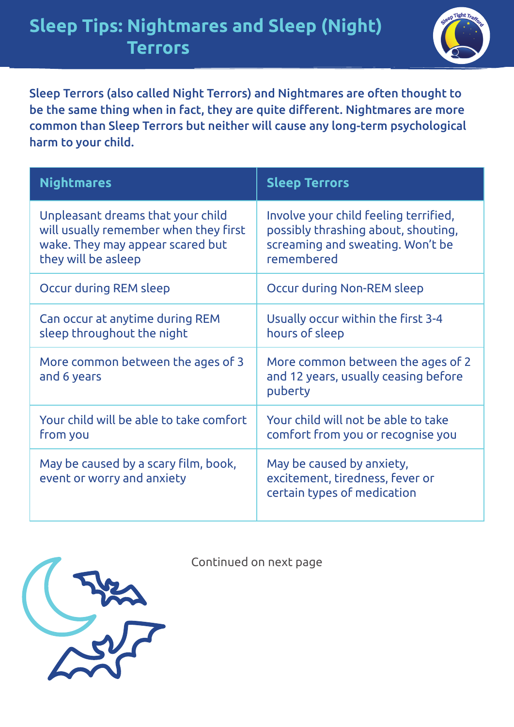# Sleep Tips: Nightmares and Sleep (Night) Terrors

**Sleep Terrors (also called Night Terrors) and Nightmares are often thought to be the same thing when in fact, they are quite different. Nightmares are more common than Sleep Terrors but neither will cause any long-term psychological harm to your child.**

| Nightmares | Sleep Terrors |
|---|---|
| Unpleasant dreams that your child will usually remember when they first wake. They may appear scared but they will be asleep | Involve your child feeling terrified, possibly thrashing about, shouting, screaming and sweating. Won't be remembered |
| Occur during REM sleep | Occur during Non-REM sleep |
| Can occur at anytime during REM sleep throughout the night | Usually occur within the first 3-4 hours of sleep |
| More common between the ages of 3 and 6 years | More common between the ages of 2 and 12 years, usually ceasing before puberty |
| Your child will be able to take comfort from you | Your child will not be able to take comfort from you or recognise you |
| May be caused by a scary film, book, event or worry and anxiety | May be caused by anxiety, excitement, tiredness, fever or certain types of medication |

Continued on next page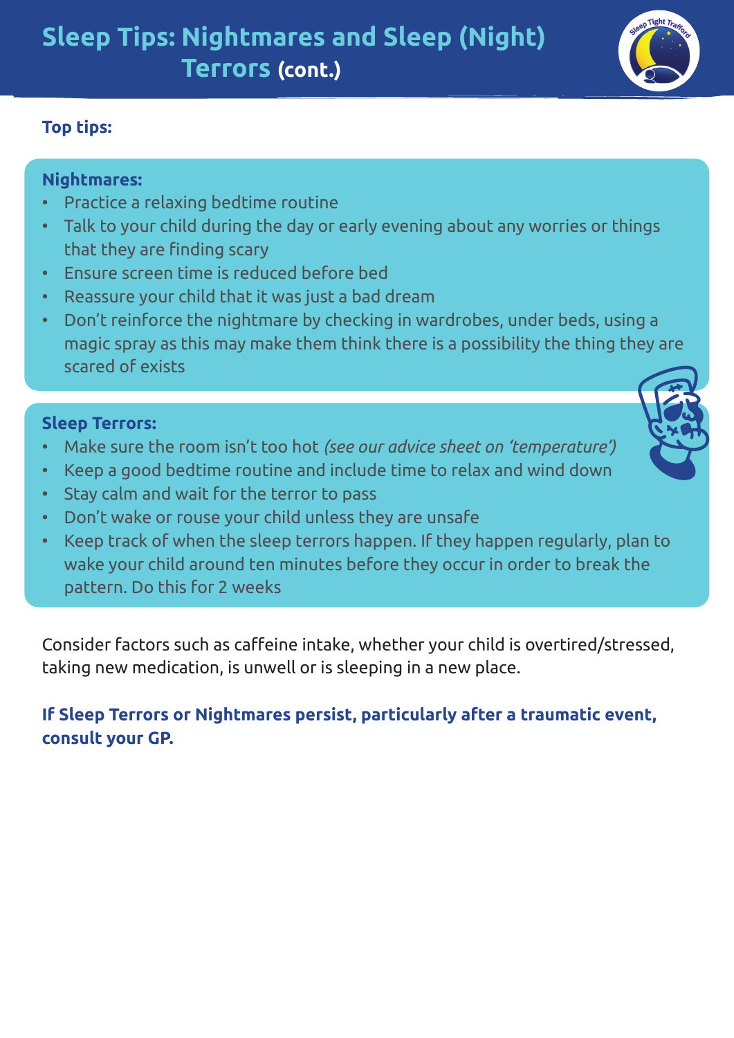# Sleep Tips: Nightmares and Sleep (Night) Terrors (cont.)

**Top tips:**

### Nightmares:

- Practice a relaxing bedtime routine
- Talk to your child during the day or early evening about any worries or things that they are finding scary
- Ensure screen time is reduced before bed
- Reassure your child that it was just a bad dream
- Don't reinforce the nightmare by checking in wardrobes, under beds, using a magic spray as this may make them think there is a possibility the thing they are scared of exists

### Sleep Terrors:

- Make sure the room isn't too hot *(see our advice sheet on 'temperature')*
- Keep a good bedtime routine and include time to relax and wind down
- Stay calm and wait for the terror to pass
- Don't wake or rouse your child unless they are unsafe
- Keep track of when the sleep terrors happen. If they happen regularly, plan to wake your child around ten minutes before they occur in order to break the pattern. Do this for 2 weeks

Consider factors such as caffeine intake, whether your child is overtired/stressed, taking new medication, is unwell or is sleeping in a new place.

**If Sleep Terrors or Nightmares persist, particularly after a traumatic event, consult your GP.**